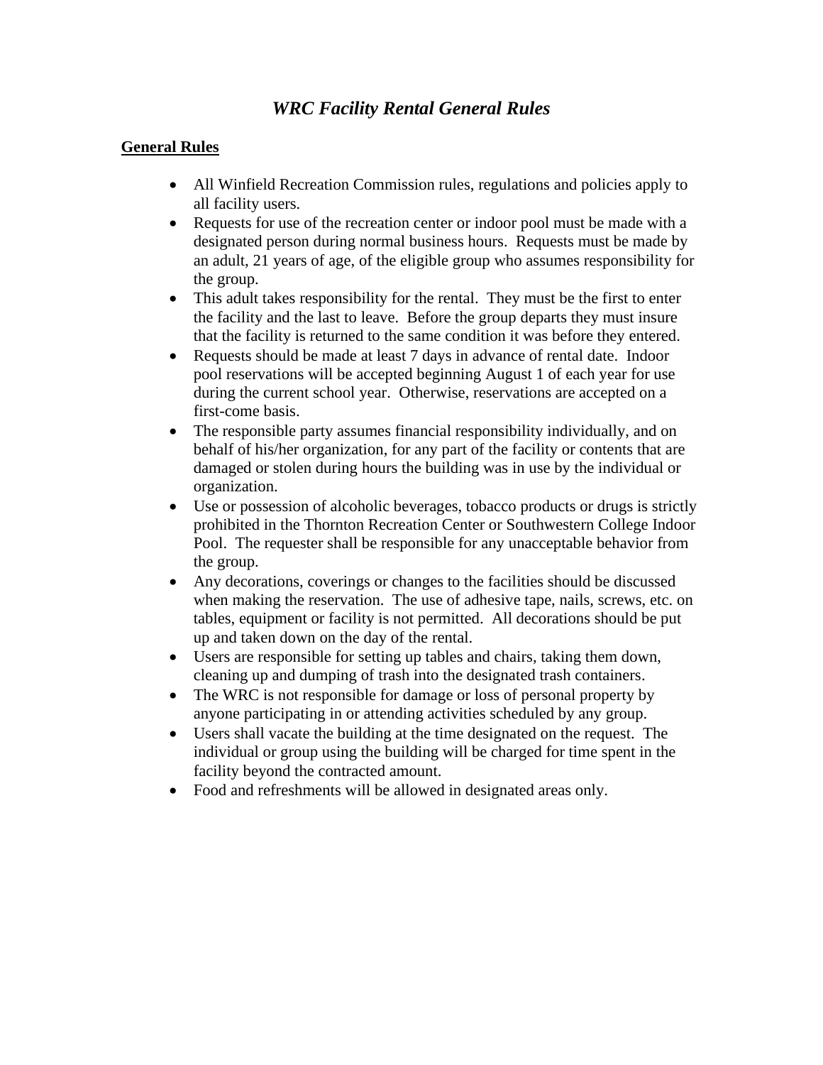# *WRC Facility Rental General Rules*

## General Rules

- All Winfield Recreation Commission rules, regulations and policies apply to all facility users.
- Requests for use of the recreation center or indoor pool must be made with a designated person during normal business hours. Requests must be made by an adult, 21 years of age, of the eligible group who assumes responsibility for the group.
- This adult takes responsibility for the rental. They must be the first to enter the facility and the last to leave. Before the group departs they must insure that the facility is returned to the same condition it was before they entered.
- Requests should be made at least 7 days in advance of rental date. Indoor pool reservations will be accepted beginning August 1 of each year for use during the current school year. Otherwise, reservations are accepted on a first-come basis.
- The responsible party assumes financial responsibility individually, and on behalf of his/her organization, for any part of the facility or contents that are damaged or stolen during hours the building was in use by the individual or organization.
- Use or possession of alcoholic beverages, tobacco products or drugs is strictly prohibited in the Thornton Recreation Center or Southwestern College Indoor Pool. The requester shall be responsible for any unacceptable behavior from the group.
- Any decorations, coverings or changes to the facilities should be discussed when making the reservation. The use of adhesive tape, nails, screws, etc. on tables, equipment or facility is not permitted. All decorations should be put up and taken down on the day of the rental.
- Users are responsible for setting up tables and chairs, taking them down, cleaning up and dumping of trash into the designated trash containers.
- The WRC is not responsible for damage or loss of personal property by anyone participating in or attending activities scheduled by any group.
- Users shall vacate the building at the time designated on the request. The individual or group using the building will be charged for time spent in the facility beyond the contracted amount.
- Food and refreshments will be allowed in designated areas only.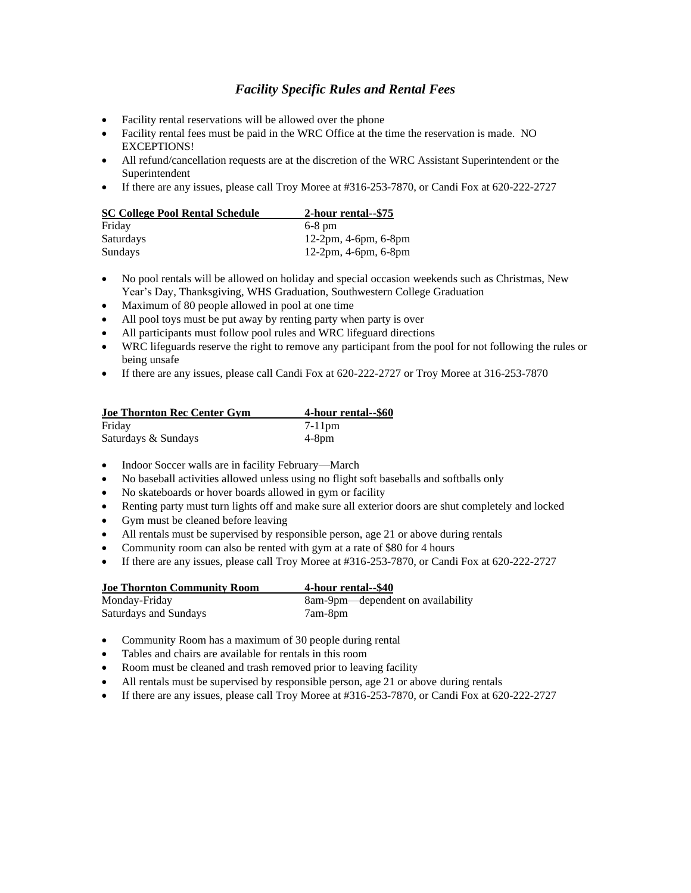## *Facility Specific Rules and Rental Fees*

- Facility rental reservations will be allowed over the phone
- Facility rental fees must be paid in the WRC Office at the time the reservation is made. NO EXCEPTIONS!
- All refund/cancellation requests are at the discretion of the WRC Assistant Superintendent or the Superintendent
- If there are any issues, please call Troy Moree at #316-253-7870, or Candi Fox at 620-222-2727

| SC College Pool Rental Schedule | 2-hour rental--$75 |
|---|---|
| Friday | 6-8 pm |
| Saturdays | 12-2pm, 4-6pm, 6-8pm |
| Sundays | 12-2pm, 4-6pm, 6-8pm |

- No pool rentals will be allowed on holiday and special occasion weekends such as Christmas, New Year's Day, Thanksgiving, WHS Graduation, Southwestern College Graduation
- Maximum of 80 people allowed in pool at one time
- All pool toys must be put away by renting party when party is over
- All participants must follow pool rules and WRC lifeguard directions
- WRC lifeguards reserve the right to remove any participant from the pool for not following the rules or being unsafe
- If there are any issues, please call Candi Fox at 620-222-2727 or Troy Moree at 316-253-7870

| Joe Thornton Rec Center Gym | 4-hour rental--$60 |
|---|---|
| Friday | 7-11pm |
| Saturdays & Sundays | 4-8pm |

- Indoor Soccer walls are in facility February—March
- No baseball activities allowed unless using no flight soft baseballs and softballs only
- No skateboards or hover boards allowed in gym or facility
- Renting party must turn lights off and make sure all exterior doors are shut completely and locked
- Gym must be cleaned before leaving
- All rentals must be supervised by responsible person, age 21 or above during rentals
- Community room can also be rented with gym at a rate of $80 for 4 hours
- If there are any issues, please call Troy Moree at #316-253-7870, or Candi Fox at 620-222-2727

| Joe Thornton Community Room | 4-hour rental--$40 |
|---|---|
| Monday-Friday | 8am-9pm—dependent on availability |
| Saturdays and Sundays | 7am-8pm |

- Community Room has a maximum of 30 people during rental
- Tables and chairs are available for rentals in this room
- Room must be cleaned and trash removed prior to leaving facility
- All rentals must be supervised by responsible person, age 21 or above during rentals
- If there are any issues, please call Troy Moree at #316-253-7870, or Candi Fox at 620-222-2727